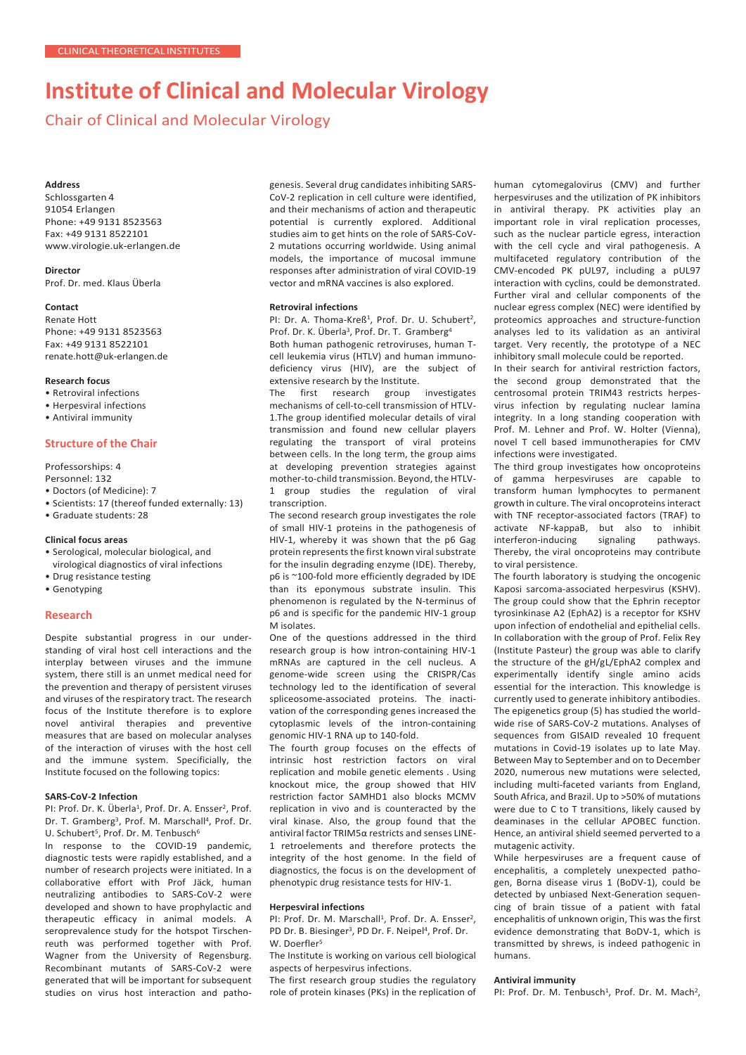CLINICAL THEORETICAL INSTITUTES

# Institute of Clinical and Molecular Virology

## Chair of Clinical and Molecular Virology

**Address**
Schlossgarten 4
91054 Erlangen
Phone: +49 9131 8523563
Fax: +49 9131 8522101
www.virologie.uk-erlangen.de

**Director**
Prof. Dr. med. Klaus Überla

**Contact**
Renate Hott
Phone: +49 9131 8523563
Fax: +49 9131 8522101
renate.hott@uk-erlangen.de

**Research focus**
- Retroviral infections
- Herpesviral infections
- Antiviral immunity

### Structure of the Chair

Professorships: 4
Personnel: 132
- Doctors (of Medicine): 7
- Scientists: 17 (thereof funded externally: 13)
- Graduate students: 28

**Clinical focus areas**
- Serological, molecular biological, and virological diagnostics of viral infections
- Drug resistance testing
- Genotyping

### Research

Despite substantial progress in our understanding of viral host cell interactions and the interplay between viruses and the immune system, there still is an unmet medical need for the prevention and therapy of persistent viruses and viruses of the respiratory tract. The research focus of the Institute therefore is to explore novel antiviral therapies and preventive measures that are based on molecular analyses of the interaction of viruses with the host cell and the immune system. Specificially, the Institute focused on the following topics:

**SARS-CoV-2 Infection**

PI: Prof. Dr. K. Überla[1], Prof. Dr. A. Ensser[2], Prof. Dr. T. Gramberg[3], Prof. M. Marschall[4], Prof. Dr. U. Schubert[5], Prof. Dr. M. Tenbusch[6]

In response to the COVID-19 pandemic, diagnostic tests were rapidly established, and a number of research projects were initiated. In a collaborative effort with Prof Jäck, human neutralizing antibodies to SARS-CoV-2 were developed and shown to have prophylactic and therapeutic efficacy in animal models. A seroprevalence study for the hotspot Tirschenreuth was performed together with Prof. Wagner from the University of Regensburg. Recombinant mutants of SARS-CoV-2 were generated that will be important for subsequent studies on virus host interaction and pathogenesis. Several drug candidates inhibiting SARS-CoV-2 replication in cell culture were identified, and their mechanisms of action and therapeutic potential is currently explored. Additional studies aim to get hints on the role of SARS-CoV-2 mutations occurring worldwide. Using animal models, the importance of mucosal immune responses after administration of viral COVID-19 vector and mRNA vaccines is also explored.

**Retroviral infections**

PI: Dr. A. Thoma-Kreß[1], Prof. Dr. U. Schubert[2], Prof. Dr. K. Überla[3], Prof. Dr. T. Gramberg[4]

Both human pathogenic retroviruses, human T-cell leukemia virus (HTLV) and human immunodeficiency virus (HIV), are the subject of extensive research by the Institute.

The first research group investigates mechanisms of cell-to-cell transmission of HTLV-1.The group identified molecular details of viral transmission and found new cellular players regulating the transport of viral proteins between cells. In the long term, the group aims at developing prevention strategies against mother-to-child transmission. Beyond, the HTLV-1 group studies the regulation of viral transcription.

The second research group investigates the role of small HIV-1 proteins in the pathogenesis of HIV-1, whereby it was shown that the p6 Gag protein represents the first known viral substrate for the insulin degrading enzyme (IDE). Thereby, p6 is ~100-fold more efficiently degraded by IDE than its eponymous substrate insulin. This phenomenon is regulated by the N-terminus of p6 and is specific for the pandemic HIV-1 group M isolates.

One of the questions addressed in the third research group is how intron-containing HIV-1 mRNAs are captured in the cell nucleus. A genome-wide screen using the CRISPR/Cas technology led to the identification of several spliceosome-associated proteins. The inactivation of the corresponding genes increased the cytoplasmic levels of the intron-containing genomic HIV-1 RNA up to 140-fold.

The fourth group focuses on the effects of intrinsic host restriction factors on viral replication and mobile genetic elements . Using knockout mice, the group showed that HIV restriction factor SAMHD1 also blocks MCMV replication in vivo and is counteracted by the viral kinase. Also, the group found that the antiviral factor TRIM5α restricts and senses LINE-1 retroelements and therefore protects the integrity of the host genome. In the field of diagnostics, the focus is on the development of phenotypic drug resistance tests for HIV-1.

**Herpesviral infections**

PI: Prof. Dr. M. Marschall[1], Prof. Dr. A. Ensser[2], PD Dr. B. Biesinger[3], PD Dr. F. Neipel[4], Prof. Dr. W. Doerfler[5]

The Institute is working on various cell biological aspects of herpesvirus infections.

The first research group studies the regulatory role of protein kinases (PKs) in the replication of human cytomegalovirus (CMV) and further herpesviruses and the utilization of PK inhibitors in antiviral therapy. PK activities play an important role in viral replication processes, such as the nuclear particle egress, interaction with the cell cycle and viral pathogenesis. A multifaceted regulatory contribution of the CMV-encoded PK pUL97, including a pUL97 interaction with cyclins, could be demonstrated. Further viral and cellular components of the nuclear egress complex (NEC) were identified by proteomics approaches and structure-function analyses led to its validation as an antiviral target. Very recently, the prototype of a NEC inhibitory small molecule could be reported.

In their search for antiviral restriction factors, the second group demonstrated that the centrosomal protein TRIM43 restricts herpesvirus infection by regulating nuclear lamina integrity. In a long standing cooperation with Prof. M. Lehner and Prof. W. Holter (Vienna), novel T cell based immunotherapies for CMV infections were investigated.

The third group investigates how oncoproteins of gamma herpesviruses are capable to transform human lymphocytes to permanent growth in culture. The viral oncoproteins interact with TNF receptor-associated factors (TRAF) to activate NF-kappaB, but also to inhibit interferon-inducing signaling pathways. Thereby, the viral oncoproteins may contribute to viral persistence.

The fourth laboratory is studying the oncogenic Kaposi sarcoma-associated herpesvirus (KSHV). The group could show that the Ephrin receptor tyrosinkinase A2 (EphA2) is a receptor for KSHV upon infection of endothelial and epithelial cells. In collaboration with the group of Prof. Felix Rey (Institute Pasteur) the group was able to clarify the structure of the gH/gL/EphA2 complex and experimentally identify single amino acids essential for the interaction. This knowledge is currently used to generate inhibitory antibodies. The epigenetics group (5) has studied the worldwide rise of SARS-CoV-2 mutations. Analyses of sequences from GISAID revealed 10 frequent mutations in Covid-19 isolates up to late May. Between May to September and on to December 2020, numerous new mutations were selected, including multi-faceted variants from England, South Africa, and Brazil. Up to >50% of mutations were due to C to T transitions, likely caused by deaminases in the cellular APOBEC function. Hence, an antiviral shield seemed perverted to a mutagenic activity.

While herpesviruses are a frequent cause of encephalitis, a completely unexpected pathogen, Borna disease virus 1 (BoDV-1), could be detected by unbiased Next-Generation sequencing of brain tissue of a patient with fatal encephalitis of unknown origin, This was the first evidence demonstrating that BoDV-1, which is transmitted by shrews, is indeed pathogenic in humans.

**Antiviral immunity**

PI: Prof. Dr. M. Tenbusch[1], Prof. Dr. M. Mach[2],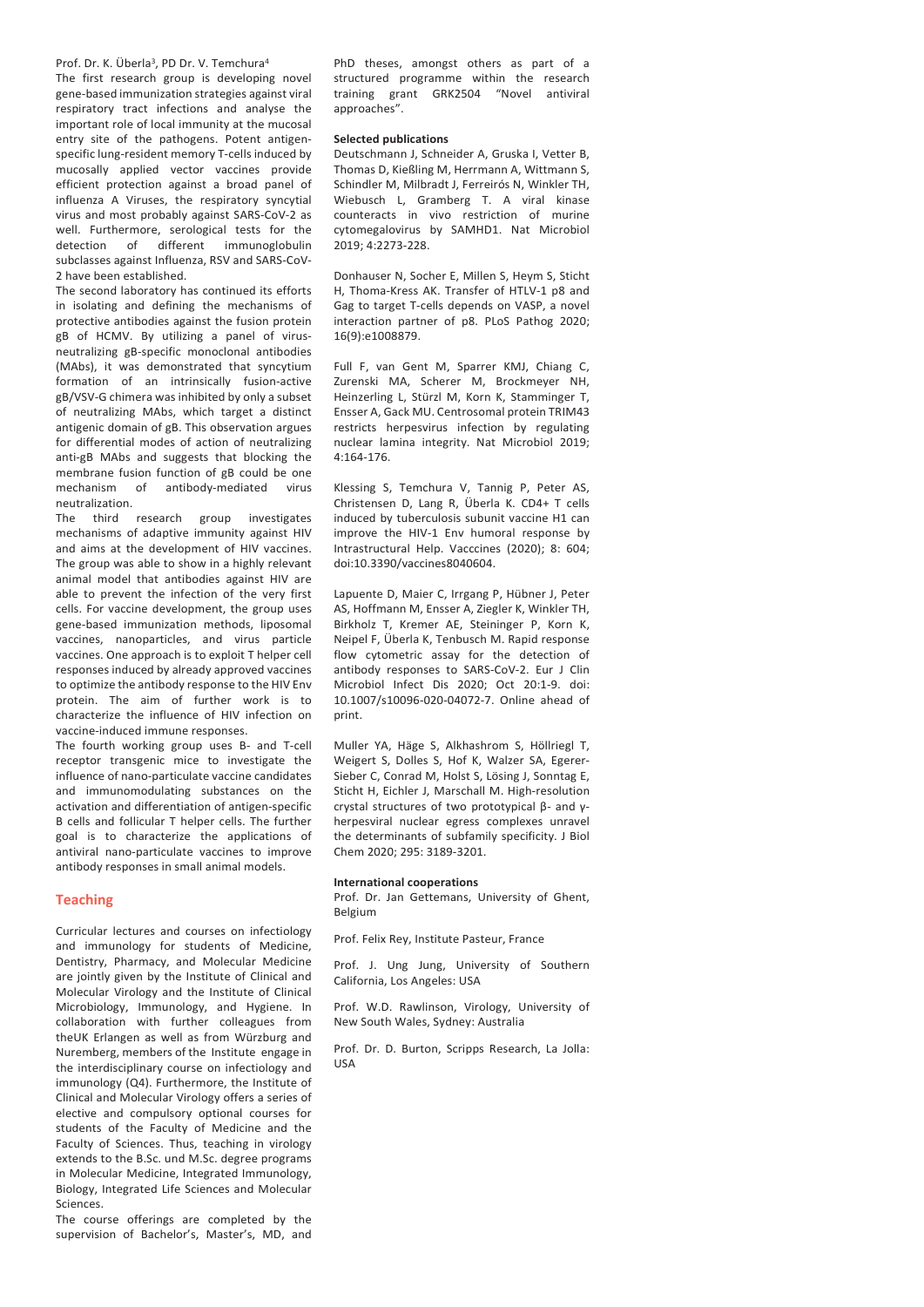Prof. Dr. K. Überla[3], PD Dr. V. Temchura[4]

The first research group is developing novel gene-based immunization strategies against viral respiratory tract infections and analyse the important role of local immunity at the mucosal entry site of the pathogens. Potent antigen-specific lung-resident memory T-cells induced by mucosally applied vector vaccines provide efficient protection against a broad panel of influenza A Viruses, the respiratory syncytial virus and most probably against SARS-CoV-2 as well. Furthermore, serological tests for the detection of different immunoglobulin subclasses against Influenza, RSV and SARS-CoV-2 have been established.

The second laboratory has continued its efforts in isolating and defining the mechanisms of protective antibodies against the fusion protein gB of HCMV. By utilizing a panel of virus-neutralizing gB-specific monoclonal antibodies (MAbs), it was demonstrated that syncytium formation of an intrinsically fusion-active gB/VSV-G chimera was inhibited by only a subset of neutralizing MAbs, which target a distinct antigenic domain of gB. This observation argues for differential modes of action of neutralizing anti-gB MAbs and suggests that blocking the membrane fusion function of gB could be one mechanism of antibody-mediated virus neutralization.

The third research group investigates mechanisms of adaptive immunity against HIV and aims at the development of HIV vaccines. The group was able to show in a highly relevant animal model that antibodies against HIV are able to prevent the infection of the very first cells. For vaccine development, the group uses gene-based immunization methods, liposomal vaccines, nanoparticles, and virus particle vaccines. One approach is to exploit T helper cell responses induced by already approved vaccines to optimize the antibody response to the HIV Env protein. The aim of further work is to characterize the influence of HIV infection on vaccine-induced immune responses.

The fourth working group uses B- and T-cell receptor transgenic mice to investigate the influence of nano-particulate vaccine candidates and immunomodulating substances on the activation and differentiation of antigen-specific B cells and follicular T helper cells. The further goal is to characterize the applications of antiviral nano-particulate vaccines to improve antibody responses in small animal models.

## Teaching

Curricular lectures and courses on infectiology and immunology for students of Medicine, Dentistry, Pharmacy, and Molecular Medicine are jointly given by the Institute of Clinical and Molecular Virology and the Institute of Clinical Microbiology, Immunology, and Hygiene. In collaboration with further colleagues from theUK Erlangen as well as from Würzburg and Nuremberg, members of the Institute engage in the interdisciplinary course on infectiology and immunology (Q4). Furthermore, the Institute of Clinical and Molecular Virology offers a series of elective and compulsory optional courses for students of the Faculty of Medicine and the Faculty of Sciences. Thus, teaching in virology extends to the B.Sc. und M.Sc. degree programs in Molecular Medicine, Integrated Immunology, Biology, Integrated Life Sciences and Molecular Sciences.

The course offerings are completed by the supervision of Bachelor's, Master's, MD, and PhD theses, amongst others as part of a structured programme within the research training grant GRK2504 "Novel antiviral approaches".

**Selected publications**

Deutschmann J, Schneider A, Gruska I, Vetter B, Thomas D, Kießling M, Herrmann A, Wittmann S, Schindler M, Milbradt J, Ferreirós N, Winkler TH, Wiebusch L, Gramberg T. A viral kinase counteracts in vivo restriction of murine cytomegalovirus by SAMHD1. Nat Microbiol 2019; 4:2273-228.

Donhauser N, Socher E, Millen S, Heym S, Sticht H, Thoma-Kress AK. Transfer of HTLV-1 p8 and Gag to target T-cells depends on VASP, a novel interaction partner of p8. PLoS Pathog 2020; 16(9):e1008879.

Full F, van Gent M, Sparrer KMJ, Chiang C, Zurenski MA, Scherer M, Brockmeyer NH, Heinzerling L, Stürzl M, Korn K, Stamminger T, Ensser A, Gack MU. Centrosomal protein TRIM43 restricts herpesvirus infection by regulating nuclear lamina integrity. Nat Microbiol 2019; 4:164-176.

Klessing S, Temchura V, Tannig P, Peter AS, Christensen D, Lang R, Überla K. CD4+ T cells induced by tuberculosis subunit vaccine H1 can improve the HIV-1 Env humoral response by Intrastructural Help. Vacccines (2020); 8: 604; doi:10.3390/vaccines8040604.

Lapuente D, Maier C, Irrgang P, Hübner J, Peter AS, Hoffmann M, Ensser A, Ziegler K, Winkler TH, Birkholz T, Kremer AE, Steininger P, Korn K, Neipel F, Überla K, Tenbusch M. Rapid response flow cytometric assay for the detection of antibody responses to SARS-CoV-2. Eur J Clin Microbiol Infect Dis 2020; Oct 20:1-9. doi: 10.1007/s10096-020-04072-7. Online ahead of print.

Muller YA, Häge S, Alkhashrom S, Höllriegl T, Weigert S, Dolles S, Hof K, Walzer SA, Egerer-Sieber C, Conrad M, Holst S, Lösing J, Sonntag E, Sticht H, Eichler J, Marschall M. High-resolution crystal structures of two prototypical β- and γ-herpesviral nuclear egress complexes unravel the determinants of subfamily specificity. J Biol Chem 2020; 295: 3189-3201.

**International cooperations**

Prof. Dr. Jan Gettemans, University of Ghent, Belgium

Prof. Felix Rey, Institute Pasteur, France

Prof. J. Ung Jung, University of Southern California, Los Angeles: USA

Prof. W.D. Rawlinson, Virology, University of New South Wales, Sydney: Australia

Prof. Dr. D. Burton, Scripps Research, La Jolla: USA